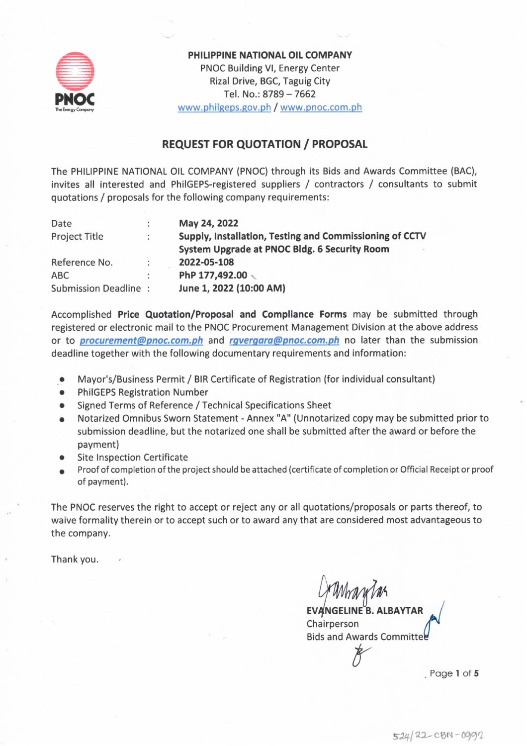**PHILIPPINE NATIONAL OIL COMPANY**
PNOC Building VI, Energy Center
Rizal Drive, BGC, Taguig City
Tel. No.: 8789 – 7662
www.philgeps.gov.ph / www.pnoc.com.ph

## REQUEST FOR QUOTATION / PROPOSAL

The PHILIPPINE NATIONAL OIL COMPANY (PNOC) through its Bids and Awards Committee (BAC), invites all interested and PhilGEPS-registered suppliers / contractors / consultants to submit quotations / proposals for the following company requirements:

| | | |
|---|---|---|
| Date | : | **May 24, 2022** |
| Project Title | : | **Supply, Installation, Testing and Commissioning of CCTV System Upgrade at PNOC Bldg. 6 Security Room** |
| Reference No. | : | **2022-05-108** |
| ABC | : | **PhP 177,492.00** |
| Submission Deadline | : | **June 1, 2022 (10:00 AM)** |

Accomplished **Price Quotation/Proposal and Compliance Forms** may be submitted through registered or electronic mail to the PNOC Procurement Management Division at the above address or to ***procurement@pnoc.com.ph*** and ***rgvergara@pnoc.com.ph*** no later than the submission deadline together with the following documentary requirements and information:

- Mayor's/Business Permit / BIR Certificate of Registration (for individual consultant)
- PhilGEPS Registration Number
- Signed Terms of Reference / Technical Specifications Sheet
- Notarized Omnibus Sworn Statement - Annex "A" (Unnotarized copy may be submitted prior to submission deadline, but the notarized one shall be submitted after the award or before the payment)
- Site Inspection Certificate
- Proof of completion of the project should be attached (certificate of completion or Official Receipt or proof of payment).

The PNOC reserves the right to accept or reject any or all quotations/proposals or parts thereof, to waive formality therein or to accept such or to award any that are considered most advantageous to the company.

Thank you.

**EVANGELINE B. ALBAYTAR**
Chairperson
Bids and Awards Committee

524/22-CBN-0992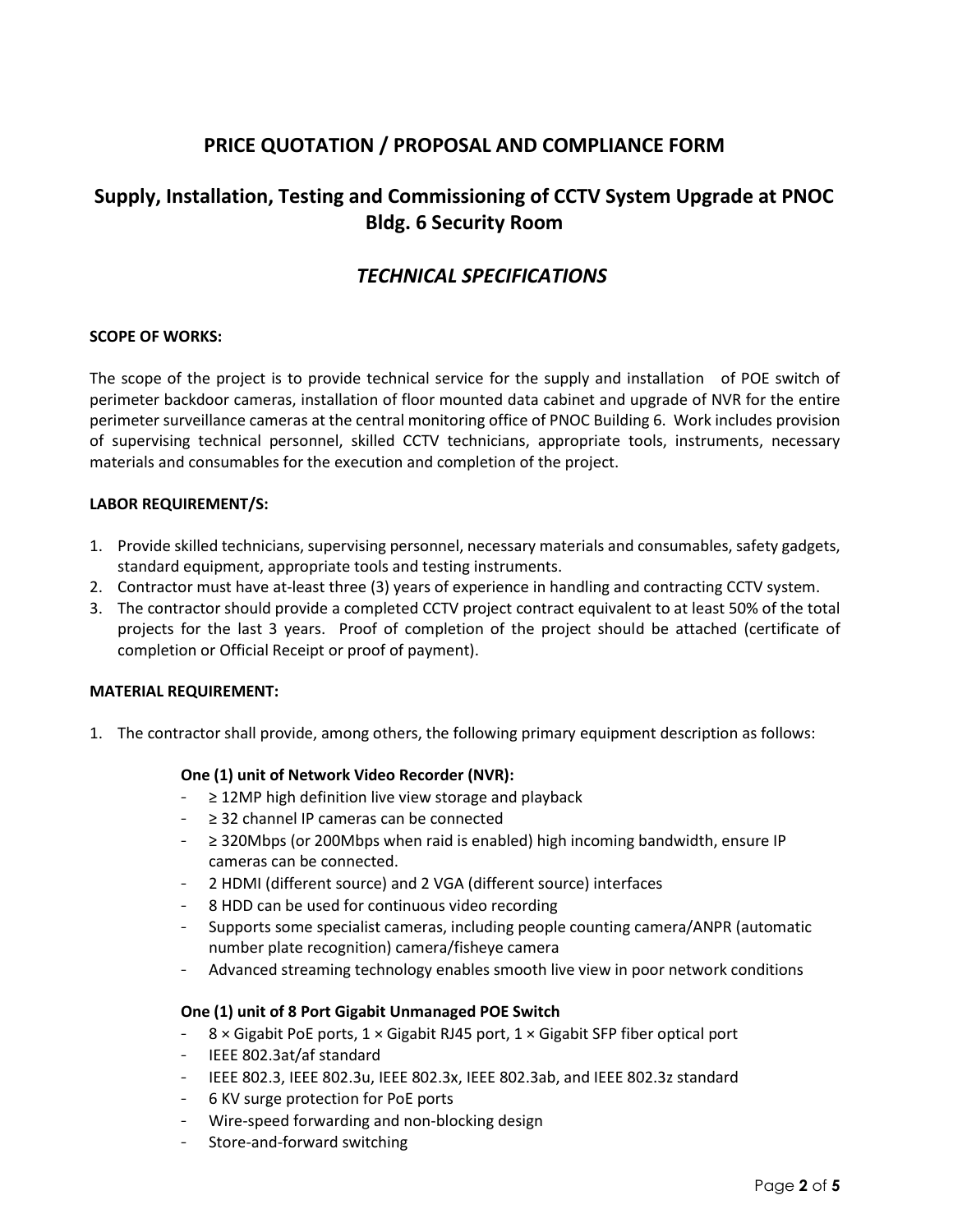# PRICE QUOTATION / PROPOSAL AND COMPLIANCE FORM

## Supply, Installation, Testing and Commissioning of CCTV System Upgrade at PNOC Bldg. 6 Security Room

## *TECHNICAL SPECIFICATIONS*

**SCOPE OF WORKS:**

The scope of the project is to provide technical service for the supply and installation of POE switch of perimeter backdoor cameras, installation of floor mounted data cabinet and upgrade of NVR for the entire perimeter surveillance cameras at the central monitoring office of PNOC Building 6. Work includes provision of supervising technical personnel, skilled CCTV technicians, appropriate tools, instruments, necessary materials and consumables for the execution and completion of the project.

**LABOR REQUIREMENT/S:**

1. Provide skilled technicians, supervising personnel, necessary materials and consumables, safety gadgets, standard equipment, appropriate tools and testing instruments.
2. Contractor must have at-least three (3) years of experience in handling and contracting CCTV system.
3. The contractor should provide a completed CCTV project contract equivalent to at least 50% of the total projects for the last 3 years. Proof of completion of the project should be attached (certificate of completion or Official Receipt or proof of payment).

**MATERIAL REQUIREMENT:**

1. The contractor shall provide, among others, the following primary equipment description as follows:

   **One (1) unit of Network Video Recorder (NVR):**
   - ≥ 12MP high definition live view storage and playback
   - ≥ 32 channel IP cameras can be connected
   - ≥ 320Mbps (or 200Mbps when raid is enabled) high incoming bandwidth, ensure IP cameras can be connected.
   - 2 HDMI (different source) and 2 VGA (different source) interfaces
   - 8 HDD can be used for continuous video recording
   - Supports some specialist cameras, including people counting camera/ANPR (automatic number plate recognition) camera/fisheye camera
   - Advanced streaming technology enables smooth live view in poor network conditions

   **One (1) unit of 8 Port Gigabit Unmanaged POE Switch**
   - 8 × Gigabit PoE ports, 1 × Gigabit RJ45 port, 1 × Gigabit SFP fiber optical port
   - IEEE 802.3at/af standard
   - IEEE 802.3, IEEE 802.3u, IEEE 802.3x, IEEE 802.3ab, and IEEE 802.3z standard
   - 6 KV surge protection for PoE ports
   - Wire-speed forwarding and non-blocking design
   - Store-and-forward switching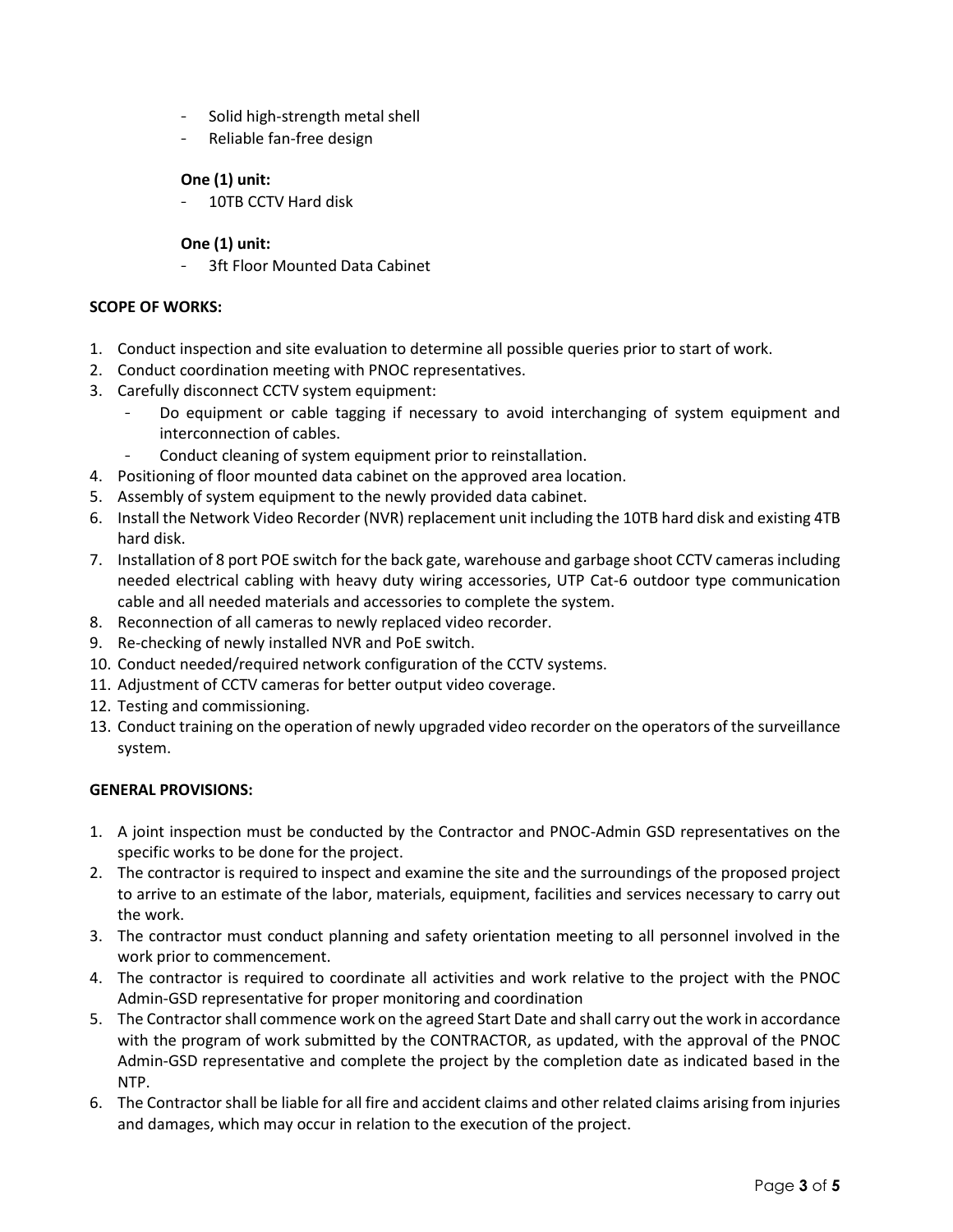- Solid high-strength metal shell
- Reliable fan-free design

**One (1) unit:**

- 10TB CCTV Hard disk

**One (1) unit:**

- 3ft Floor Mounted Data Cabinet

**SCOPE OF WORKS:**

1. Conduct inspection and site evaluation to determine all possible queries prior to start of work.
2. Conduct coordination meeting with PNOC representatives.
3. Carefully disconnect CCTV system equipment:
   - Do equipment or cable tagging if necessary to avoid interchanging of system equipment and interconnection of cables.
   - Conduct cleaning of system equipment prior to reinstallation.
4. Positioning of floor mounted data cabinet on the approved area location.
5. Assembly of system equipment to the newly provided data cabinet.
6. Install the Network Video Recorder (NVR) replacement unit including the 10TB hard disk and existing 4TB hard disk.
7. Installation of 8 port POE switch for the back gate, warehouse and garbage shoot CCTV cameras including needed electrical cabling with heavy duty wiring accessories, UTP Cat-6 outdoor type communication cable and all needed materials and accessories to complete the system.
8. Reconnection of all cameras to newly replaced video recorder.
9. Re-checking of newly installed NVR and PoE switch.
10. Conduct needed/required network configuration of the CCTV systems.
11. Adjustment of CCTV cameras for better output video coverage.
12. Testing and commissioning.
13. Conduct training on the operation of newly upgraded video recorder on the operators of the surveillance system.

**GENERAL PROVISIONS:**

1. A joint inspection must be conducted by the Contractor and PNOC-Admin GSD representatives on the specific works to be done for the project.
2. The contractor is required to inspect and examine the site and the surroundings of the proposed project to arrive to an estimate of the labor, materials, equipment, facilities and services necessary to carry out the work.
3. The contractor must conduct planning and safety orientation meeting to all personnel involved in the work prior to commencement.
4. The contractor is required to coordinate all activities and work relative to the project with the PNOC Admin-GSD representative for proper monitoring and coordination
5. The Contractor shall commence work on the agreed Start Date and shall carry out the work in accordance with the program of work submitted by the CONTRACTOR, as updated, with the approval of the PNOC Admin-GSD representative and complete the project by the completion date as indicated based in the NTP.
6. The Contractor shall be liable for all fire and accident claims and other related claims arising from injuries and damages, which may occur in relation to the execution of the project.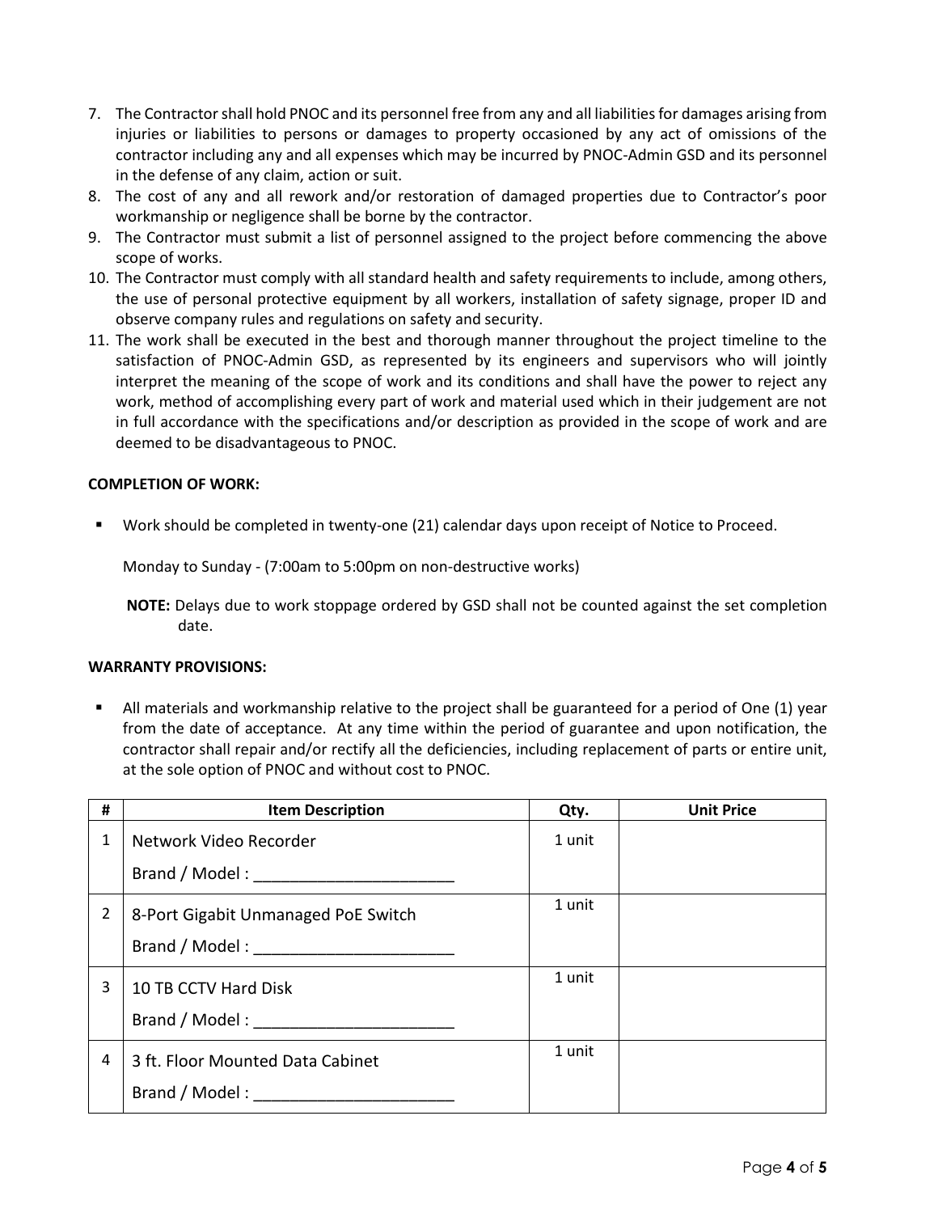7. The Contractor shall hold PNOC and its personnel free from any and all liabilities for damages arising from injuries or liabilities to persons or damages to property occasioned by any act of omissions of the contractor including any and all expenses which may be incurred by PNOC-Admin GSD and its personnel in the defense of any claim, action or suit.
8. The cost of any and all rework and/or restoration of damaged properties due to Contractor's poor workmanship or negligence shall be borne by the contractor.
9. The Contractor must submit a list of personnel assigned to the project before commencing the above scope of works.
10. The Contractor must comply with all standard health and safety requirements to include, among others, the use of personal protective equipment by all workers, installation of safety signage, proper ID and observe company rules and regulations on safety and security.
11. The work shall be executed in the best and thorough manner throughout the project timeline to the satisfaction of PNOC-Admin GSD, as represented by its engineers and supervisors who will jointly interpret the meaning of the scope of work and its conditions and shall have the power to reject any work, method of accomplishing every part of work and material used which in their judgement are not in full accordance with the specifications and/or description as provided in the scope of work and are deemed to be disadvantageous to PNOC.

**COMPLETION OF WORK:**

- Work should be completed in twenty-one (21) calendar days upon receipt of Notice to Proceed.

  Monday to Sunday - (7:00am to 5:00pm on non-destructive works)

  **NOTE:** Delays due to work stoppage ordered by GSD shall not be counted against the set completion date.

**WARRANTY PROVISIONS:**

- All materials and workmanship relative to the project shall be guaranteed for a period of One (1) year from the date of acceptance. At any time within the period of guarantee and upon notification, the contractor shall repair and/or rectify all the deficiencies, including replacement of parts or entire unit, at the sole option of PNOC and without cost to PNOC.

| # | Item Description | Qty. | Unit Price |
|---|---|---|---|
| 1 | Network Video Recorder<br>Brand / Model : ______________________ | 1 unit | |
| 2 | 8-Port Gigabit Unmanaged PoE Switch<br>Brand / Model : ______________________ | 1 unit | |
| 3 | 10 TB CCTV Hard Disk<br>Brand / Model : ______________________ | 1 unit | |
| 4 | 3 ft. Floor Mounted Data Cabinet<br>Brand / Model : ______________________ | 1 unit | |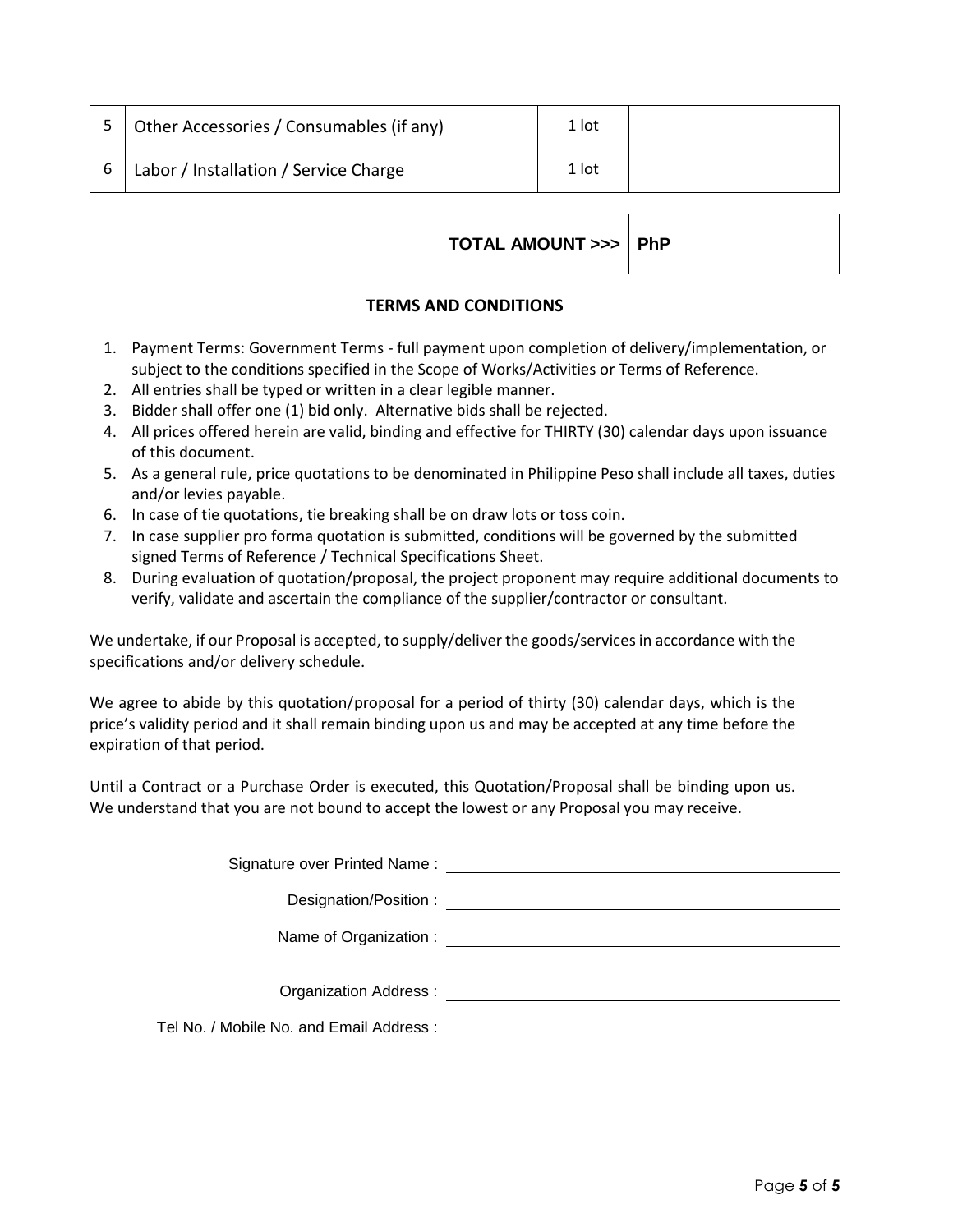| | | | |
|---|---|---|---|
| 5 | Other Accessories / Consumables (if any) | 1 lot | |
| 6 | Labor / Installation / Service Charge | 1 lot | |

| | |
|---|---|
| **TOTAL AMOUNT >>>** | **PhP** |

**TERMS AND CONDITIONS**

1. Payment Terms: Government Terms - full payment upon completion of delivery/implementation, or subject to the conditions specified in the Scope of Works/Activities or Terms of Reference.
2. All entries shall be typed or written in a clear legible manner.
3. Bidder shall offer one (1) bid only. Alternative bids shall be rejected.
4. All prices offered herein are valid, binding and effective for THIRTY (30) calendar days upon issuance of this document.
5. As a general rule, price quotations to be denominated in Philippine Peso shall include all taxes, duties and/or levies payable.
6. In case of tie quotations, tie breaking shall be on draw lots or toss coin.
7. In case supplier pro forma quotation is submitted, conditions will be governed by the submitted signed Terms of Reference / Technical Specifications Sheet.
8. During evaluation of quotation/proposal, the project proponent may require additional documents to verify, validate and ascertain the compliance of the supplier/contractor or consultant.

We undertake, if our Proposal is accepted, to supply/deliver the goods/services in accordance with the specifications and/or delivery schedule.

We agree to abide by this quotation/proposal for a period of thirty (30) calendar days, which is the price's validity period and it shall remain binding upon us and may be accepted at any time before the expiration of that period.

Until a Contract or a Purchase Order is executed, this Quotation/Proposal shall be binding upon us. We understand that you are not bound to accept the lowest or any Proposal you may receive.

Signature over Printed Name : ______________________________

Designation/Position : ______________________________

Name of Organization : ______________________________

Organization Address : ______________________________

Tel No. / Mobile No. and Email Address : ______________________________